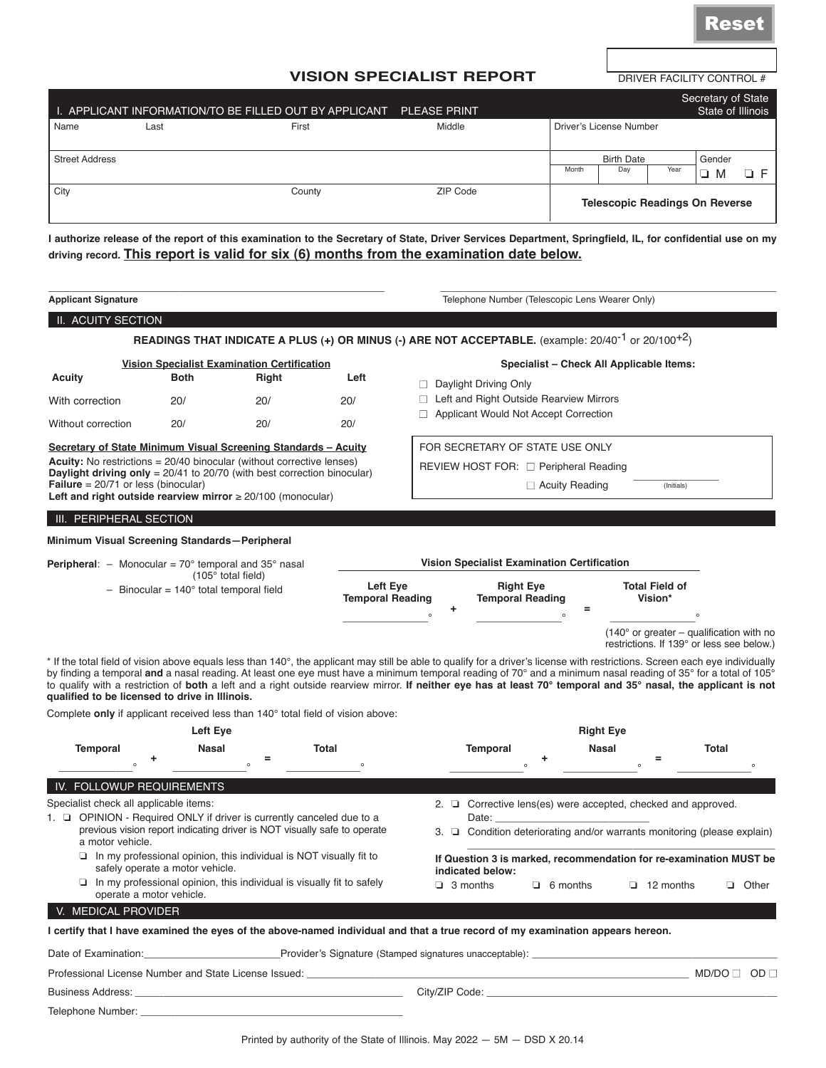Reset

# VISION SPECIALIST REPORT

DRIVER FACILITY CONTROL #

## I. APPLICANT INFORMATION/TO BE FILLED OUT BY APPLICANT PLEASE PRINT

Secretary of State
State of Illinois

| Name Last | First | Middle | Driver's License Number |
|---|---|---|---|
| Street Address | | | Birth Date (Month / Day / Year) — Gender ❑ M ❑ F |
| City | County | ZIP Code | **Telescopic Readings On Reverse** |

**I authorize release of the report of this examination to the Secretary of State, Driver Services Department, Springfield, IL, for confidential use on my driving record. This report is valid for six (6) months from the examination date below.**

**Applicant Signature** ______________________ Telephone Number (Telescopic Lens Wearer Only) ______________________

## II. ACUITY SECTION

**READINGS THAT INDICATE A PLUS (+) OR MINUS (-) ARE NOT ACCEPTABLE.** (example: $20/40^{-1}$ or $20/100^{+2}$)

**Vision Specialist Examination Certification**

| Acuity | Both | Right | Left |
|---|---|---|---|
| With correction | 20/ | 20/ | 20/ |
| Without correction | 20/ | 20/ | 20/ |

**Specialist – Check All Applicable Items:**

- ☐ Daylight Driving Only
- ☐ Left and Right Outside Rearview Mirrors
- ☐ Applicant Would Not Accept Correction

**Secretary of State Minimum Visual Screening Standards – Acuity**

**Acuity:** No restrictions = 20/40 binocular (without corrective lenses)
**Daylight driving only** = 20/41 to 20/70 (with best correction binocular)
**Failure** = 20/71 or less (binocular)
**Left and right outside rearview mirror** ≥ 20/100 (monocular)

FOR SECRETARY OF STATE USE ONLY
REVIEW HOST FOR: ☐ Peripheral Reading ☐ Acuity Reading ________ (Initials)

## III. PERIPHERAL SECTION

**Minimum Visual Screening Standards—Peripheral**

**Peripheral**: – Monocular = 70° temporal and 35° nasal (105° total field)
– Binocular = 140° total temporal field

**Vision Specialist Examination Certification**

| Left Eye Temporal Reading | | Right Eye Temporal Reading | | Total Field of Vision* |
|---|---|---|---|---|
| ________° | + | ________° | = | ________° |

(140° or greater – qualification with no restrictions. If 139° or less see below.)

\* If the total field of vision above equals less than 140°, the applicant may still be able to qualify for a driver's license with restrictions. Screen each eye individually by finding a temporal **and** a nasal reading. At least one eye must have a minimum temporal reading of 70° and a minimum nasal reading of 35° for a total of 105° to qualify with a restriction of **both** a left and a right outside rearview mirror. **If neither eye has at least 70° temporal and 35° nasal, the applicant is not qualified to be licensed to drive in Illinois.**

Complete **only** if applicant received less than 140° total field of vision above:

| | Temporal | | Nasal | | Total |
|---|---|---|---|---|---|
| Left Eye | ________° | + | ________° | = | ________° |
| Right Eye | ________° | + | ________° | = | ________° |

## IV. FOLLOWUP REQUIREMENTS

Specialist check all applicable items:

1. ❑ OPINION - Required ONLY if driver is currently canceled due to a previous vision report indicating driver is NOT visually safe to operate a motor vehicle.
   - ❑ In my professional opinion, this individual is NOT visually fit to safely operate a motor vehicle.
   - ❑ In my professional opinion, this individual is visually fit to safely operate a motor vehicle.
2. ❑ Corrective lens(es) were accepted, checked and approved. Date: ______________
3. ❑ Condition deteriorating and/or warrants monitoring (please explain) ______________

**If Question 3 is marked, recommendation for re-examination MUST be indicated below:**
❑ 3 months ❑ 6 months ❑ 12 months ❑ Other

## V. MEDICAL PROVIDER

**I certify that I have examined the eyes of the above-named individual and that a true record of my examination appears hereon.**

Date of Examination: ______________ Provider's Signature (Stamped signatures unacceptable): ______________

Professional License Number and State License Issued: ______________ MD/DO ☐ OD ☐

Business Address: ______________ City/ZIP Code: ______________

Telephone Number: ______________

Printed by authority of the State of Illinois. May 2022 — 5M — DSD X 20.14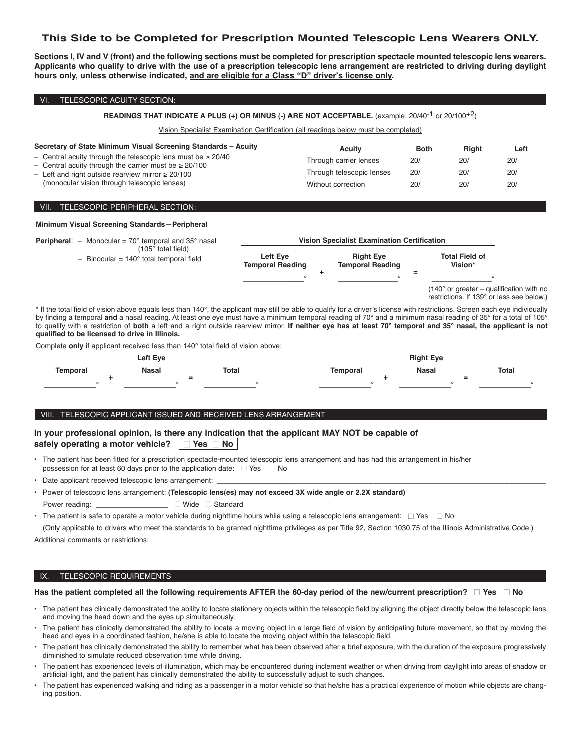# This Side to be Completed for Prescription Mounted Telescopic Lens Wearers ONLY.

**Sections I, IV and V (front) and the following sections must be completed for prescription spectacle mounted telescopic lens wearers. Applicants who qualify to drive with the use of a prescription telescopic lens arrangement are restricted to driving during daylight hours only, unless otherwise indicated, and are eligible for a Class "D" driver's license only.**

## VI. TELESCOPIC ACUITY SECTION:

**READINGS THAT INDICATE A PLUS (+) OR MINUS (-) ARE NOT ACCEPTABLE.** (example: $20/40^{-1}$ or $20/100^{+2}$)

Vision Specialist Examination Certification (all readings below must be completed)

**Secretary of State Minimum Visual Screening Standards – Acuity**

- Central acuity through the telescopic lens must be ≥ 20/40
- Central acuity through the carrier must be ≥ 20/100
- Left and right outside rearview mirror ≥ 20/100 (monocular vision through telescopic lenses)

| Acuity | Both | Right | Left |
|---|---|---|---|
| Through carrier lenses | 20/ | 20/ | 20/ |
| Through telescopic lenses | 20/ | 20/ | 20/ |
| Without correction | 20/ | 20/ | 20/ |

## VII. TELESCOPIC PERIPHERAL SECTION:

**Minimum Visual Screening Standards—Peripheral**

**Peripheral**:
- Monocular = 70° temporal and 35° nasal (105° total field)
- Binocular = 140° total temporal field

**Vision Specialist Examination Certification**

| Left Eye Temporal Reading | | Right Eye Temporal Reading | | Total Field of Vision* |
|---|---|---|---|---|
| _______________° | + | _______________° | = | _______________° |

(140° or greater – qualification with no restrictions. If 139° or less see below.)

\* If the total field of vision above equals less than 140°, the applicant may still be able to qualify for a driver's license with restrictions. Screen each eye individually by finding a temporal **and** a nasal reading. At least one eye must have a minimum temporal reading of 70° and a minimum nasal reading of 35° for a total of 105° to qualify with a restriction of **both** a left and a right outside rearview mirror. **If neither eye has at least 70° temporal and 35° nasal, the applicant is not qualified to be licensed to drive in Illinois.**

Complete **only** if applicant received less than 140° total field of vision above:

| | Left Eye | | | | | Right Eye | | |
|---|---|---|---|---|---|---|---|---|
| **Temporal** | | **Nasal** | | **Total** | **Temporal** | | **Nasal** | | **Total** |
| _____________° | + | _____________° | = | _____________° | _____________° | + | _____________° | = | _____________° |

## VIII. TELESCOPIC APPLICANT ISSUED AND RECEIVED LENS ARRANGEMENT

**In your professional opinion, is there any indication that the applicant MAY NOT be capable of safely operating a motor vehicle?** ☐ **Yes** ☐ **No**

- The patient has been fitted for a prescription spectacle-mounted telescopic lens arrangement and has had this arrangement in his/her possession for at least 60 days prior to the application date: ☐ Yes ☐ No
- Date applicant received telescopic lens arrangement: ____________________
- Power of telescopic lens arrangement: **(Telescopic lens(es) may not exceed 3X wide angle or 2.2X standard)**

  Power reading: __________________ ☐ Wide ☐ Standard
- The patient is safe to operate a motor vehicle during nighttime hours while using a telescopic lens arrangement: ☐ Yes ☐ No

  (Only applicable to drivers who meet the standards to be granted nighttime privileges as per Title 92, Section 1030.75 of the Illinois Administrative Code.)

Additional comments or restrictions: ____________________

## IX. TELESCOPIC REQUIREMENTS

**Has the patient completed all the following requirements AFTER the 60-day period of the new/current prescription?** ☐ **Yes** ☐ **No**

- The patient has clinically demonstrated the ability to locate stationery objects within the telescopic field by aligning the object directly below the telescopic lens and moving the head down and the eyes up simultaneously.
- The patient has clinically demonstrated the ability to locate a moving object in a large field of vision by anticipating future movement, so that by moving the head and eyes in a coordinated fashion, he/she is able to locate the moving object within the telescopic field.
- The patient has clinically demonstrated the ability to remember what has been observed after a brief exposure, with the duration of the exposure progressively diminished to simulate reduced observation time while driving.
- The patient has experienced levels of illumination, which may be encountered during inclement weather or when driving from daylight into areas of shadow or artificial light, and the patient has clinically demonstrated the ability to successfully adjust to such changes.
- The patient has experienced walking and riding as a passenger in a motor vehicle so that he/she has a practical experience of motion while objects are changing position.